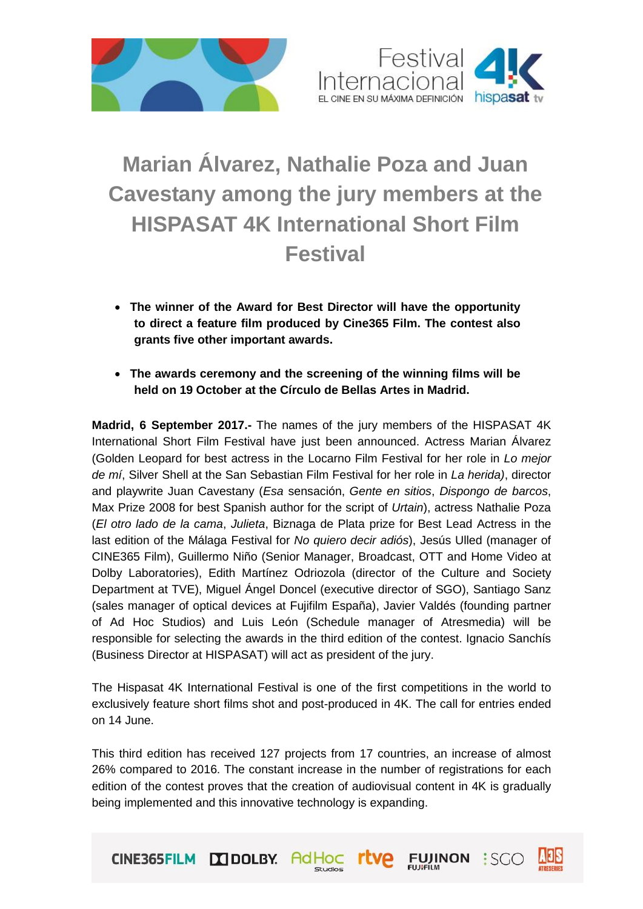# Marian Álvarez, Nathalie Poza and Juan Cavestany among the jury members at the HISPASAT 4K International Short Film Festival

- **The winner of the Award for Best Director will have the opportunity to direct a feature film produced by Cine365 Film. The contest also grants five other important awards.**

- **The awards ceremony and the screening of the winning films will be held on 19 October at the Círculo de Bellas Artes in Madrid.**

**Madrid, 6 September 2017.-** The names of the jury members of the HISPASAT 4K International Short Film Festival have just been announced. Actress Marian Álvarez (Golden Leopard for best actress in the Locarno Film Festival for her role in *Lo mejor de mí*, Silver Shell at the San Sebastian Film Festival for her role in *La herida)*, director and playwrite Juan Cavestany (*Esa* sensación, *Gente en sitios*, *Dispongo de barcos*, Max Prize 2008 for best Spanish author for the script of *Urtain*), actress Nathalie Poza (*El otro lado de la cama*, *Julieta*, Biznaga de Plata prize for Best Lead Actress in the last edition of the Málaga Festival for *No quiero decir adiós*), Jesús Ulled (manager of CINE365 Film), Guillermo Niño (Senior Manager, Broadcast, OTT and Home Video at Dolby Laboratories), Edith Martínez Odriozola (director of the Culture and Society Department at TVE), Miguel Ángel Doncel (executive director of SGO), Santiago Sanz (sales manager of optical devices at Fujifilm España), Javier Valdés (founding partner of Ad Hoc Studios) and Luis León (Schedule manager of Atresmedia) will be responsible for selecting the awards in the third edition of the contest. Ignacio Sanchís (Business Director at HISPASAT) will act as president of the jury.

The Hispasat 4K International Festival is one of the first competitions in the world to exclusively feature short films shot and post-produced in 4K. The call for entries ended on 14 June.

This third edition has received 127 projects from 17 countries, an increase of almost 26% compared to 2016. The constant increase in the number of registrations for each edition of the contest proves that the creation of audiovisual content in 4K is gradually being implemented and this innovative technology is expanding.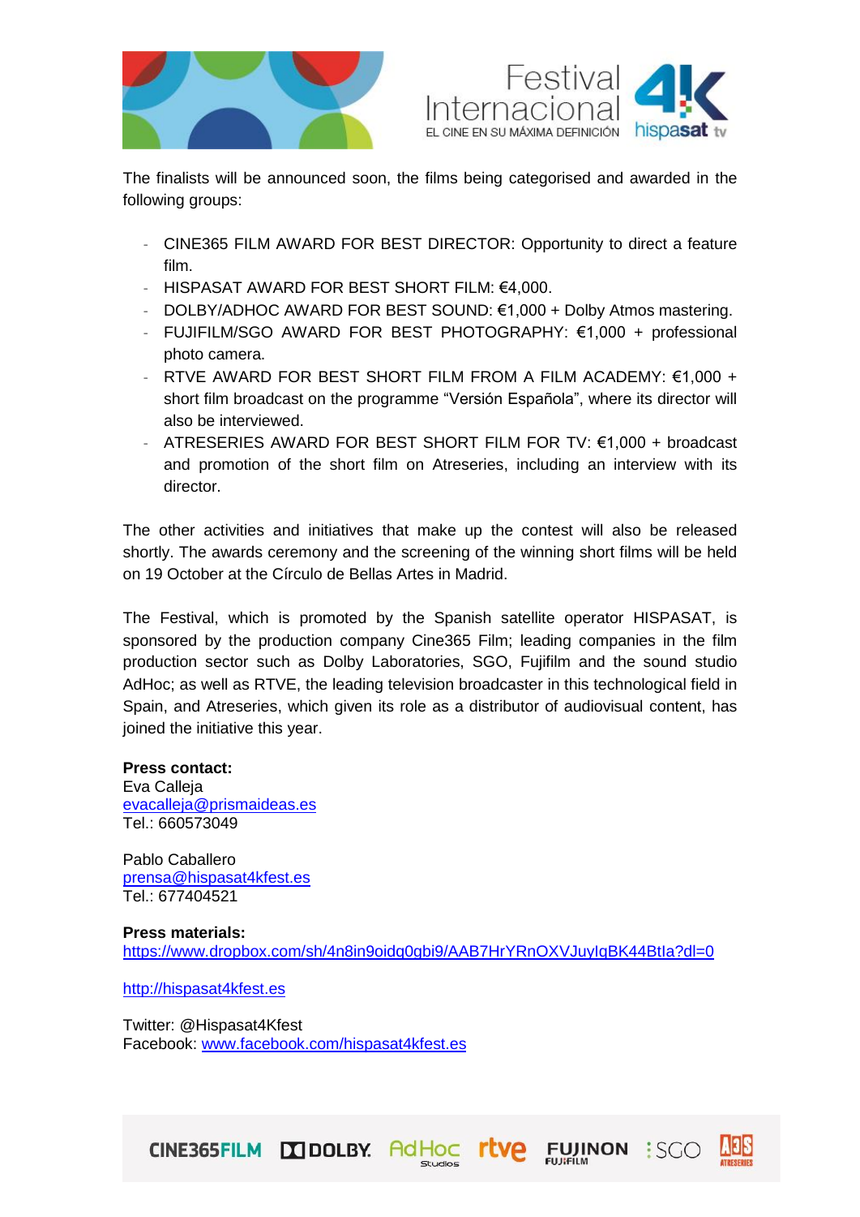The finalists will be announced soon, the films being categorised and awarded in the following groups:

- CINE365 FILM AWARD FOR BEST DIRECTOR: Opportunity to direct a feature film.
- HISPASAT AWARD FOR BEST SHORT FILM: €4,000.
- DOLBY/ADHOC AWARD FOR BEST SOUND: €1,000 + Dolby Atmos mastering.
- FUJIFILM/SGO AWARD FOR BEST PHOTOGRAPHY: €1,000 + professional photo camera.
- RTVE AWARD FOR BEST SHORT FILM FROM A FILM ACADEMY: €1,000 + short film broadcast on the programme "Versión Española", where its director will also be interviewed.
- ATRESERIES AWARD FOR BEST SHORT FILM FOR TV: €1,000 + broadcast and promotion of the short film on Atreseries, including an interview with its director.

The other activities and initiatives that make up the contest will also be released shortly. The awards ceremony and the screening of the winning short films will be held on 19 October at the Círculo de Bellas Artes in Madrid.

The Festival, which is promoted by the Spanish satellite operator HISPASAT, is sponsored by the production company Cine365 Film; leading companies in the film production sector such as Dolby Laboratories, SGO, Fujifilm and the sound studio AdHoc; as well as RTVE, the leading television broadcaster in this technological field in Spain, and Atreseries, which given its role as a distributor of audiovisual content, has joined the initiative this year.

**Press contact:**
Eva Calleja
evacalleja@prismaideas.es
Tel.: 660573049

Pablo Caballero
prensa@hispasat4kfest.es
Tel.: 677404521

**Press materials:**
https://www.dropbox.com/sh/4n8in9oidq0gbi9/AAB7HrYRnOXVJuylqBK44Btla?dl=0

http://hispasat4kfest.es

Twitter: @Hispasat4Kfest
Facebook: www.facebook.com/hispasat4kfest.es